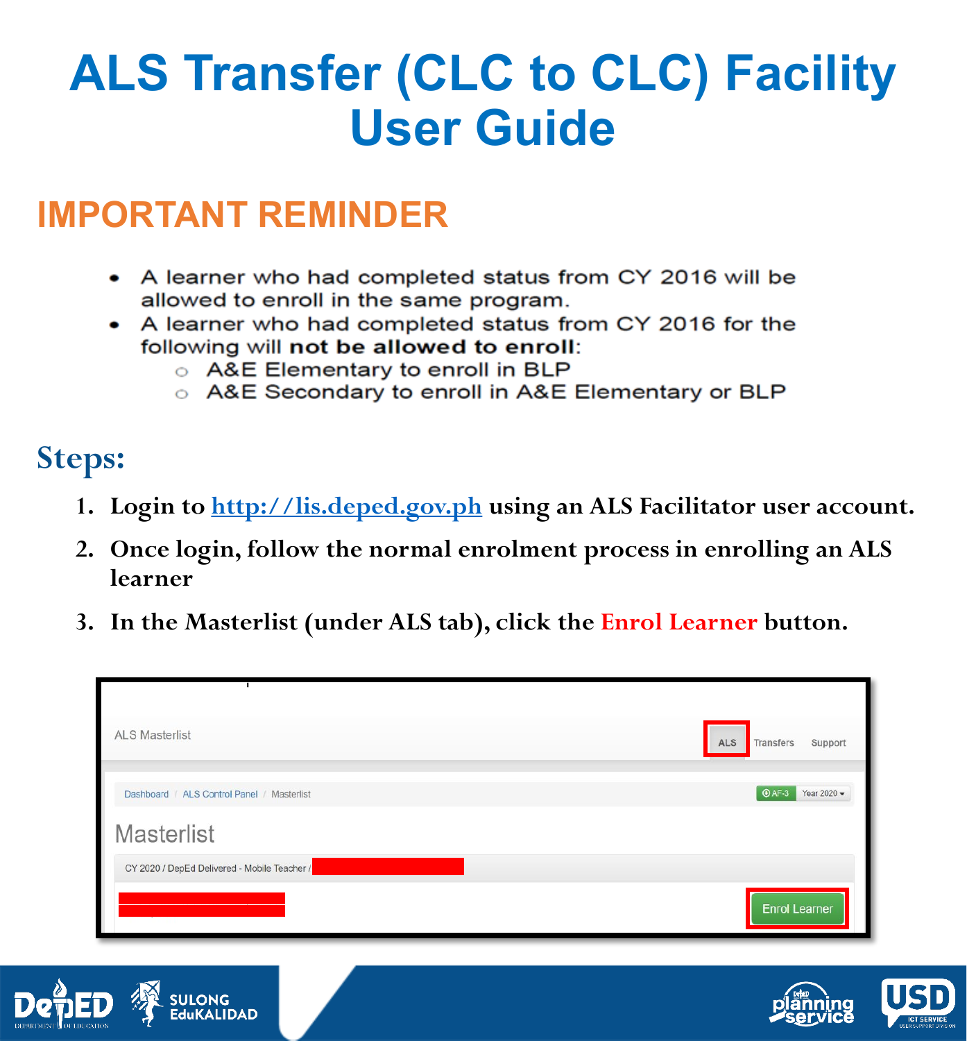# ALS Transfer (CLC to CLC) Facility User Guide

## IMPORTANT REMINDER

- A learner who had completed status from CY 2016 will be allowed to enroll in the same program.
- A learner who had completed status from CY 2016 for the following will **not be allowed to enroll**:
  - A&E Elementary to enroll in BLP
  - A&E Secondary to enroll in A&E Elementary or BLP

## Steps:

1. **Login to [http://lis.deped.gov.ph](http://lis.deped.gov.ph) using an ALS Facilitator user account.**
2. **Once login, follow the normal enrolment process in enrolling an ALS learner**
3. **In the Masterlist (under ALS tab), click the Enrol Learner button.**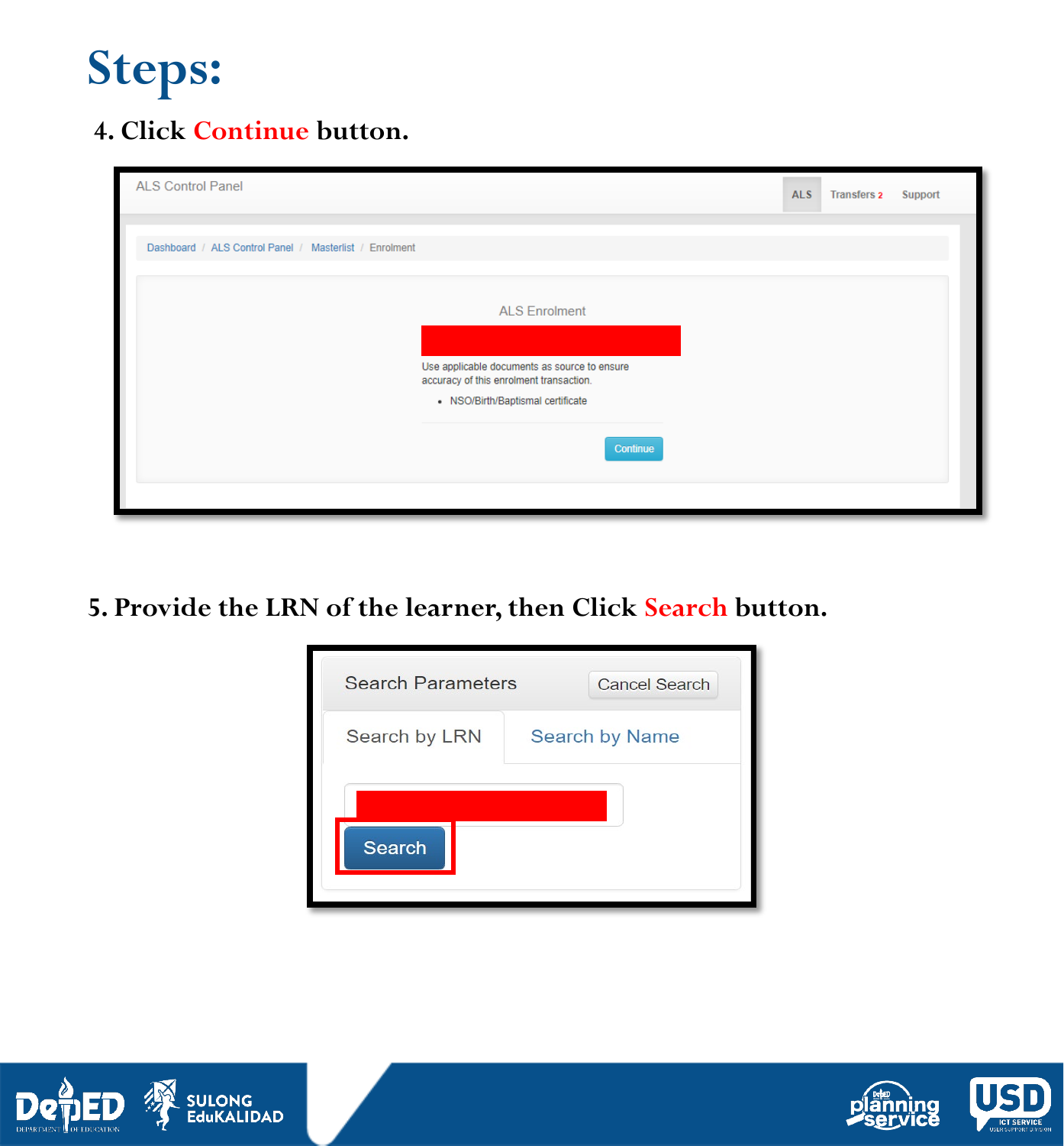# Steps:

4. Click Continue button.

ALS Control Panel

ALS Transfers 2 Support

Dashboard / ALS Control Panel / Masterlist / Enrolment

ALS Enrolment

Use applicable documents as source to ensure accuracy of this enrolment transaction.

- NSO/Birth/Baptismal certificate

Continue

5. Provide the LRN of the learner, then Click Search button.

Search Parameters Cancel Search

Search by LRN Search by Name

Search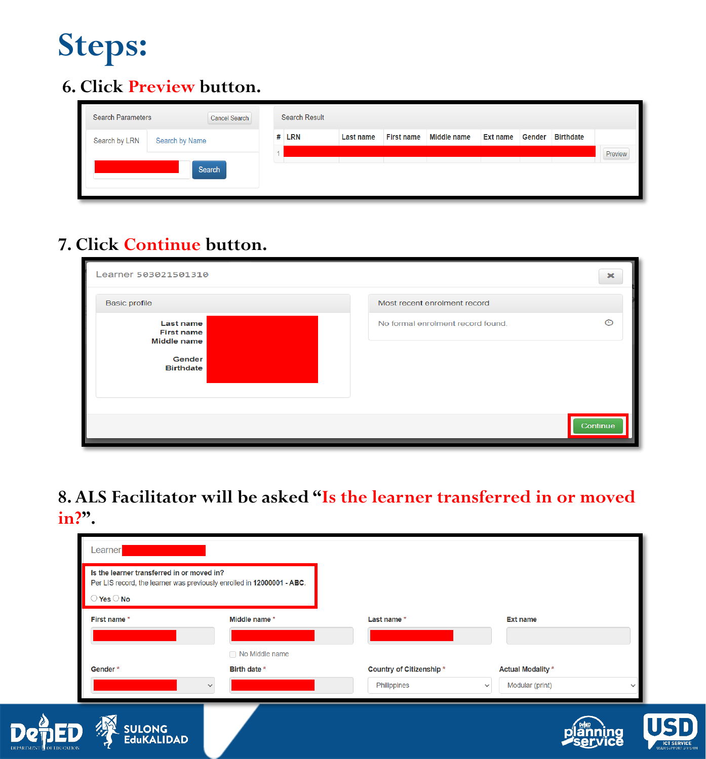# Steps:

## 6. Click Preview button.

Search Parameters | Cancel Search

Search by LRN | Search by Name

Search

Search Result

| # | LRN | Last name | First name | Middle name | Ext name | Gender | Birthdate | |
|---|---|---|---|---|---|---|---|---|
| 1 | | | | | | | | Preview |

## 7. Click Continue button.

Learner 503021501310

Basic profile

**Last name**
**First name**
**Middle name**

**Gender**
**Birthdate**

Most recent enrolment record

No formal enrolment record found.

Continue

## 8. ALS Facilitator will be asked "Is the learner transferred in or moved in?".

Learner

**Is the learner transferred in or moved in?**
Per LIS record, the learner was previously enrolled in **12000001 - ABC**.
○ **Yes** ○ **No**

**First name** * | **Middle name** * | **Last name** * | **Ext name**

☐ No Middle name

**Gender** * | **Birth date** * | **Country of Citizenship** * Philippines | **Actual Modality** * Modular (print)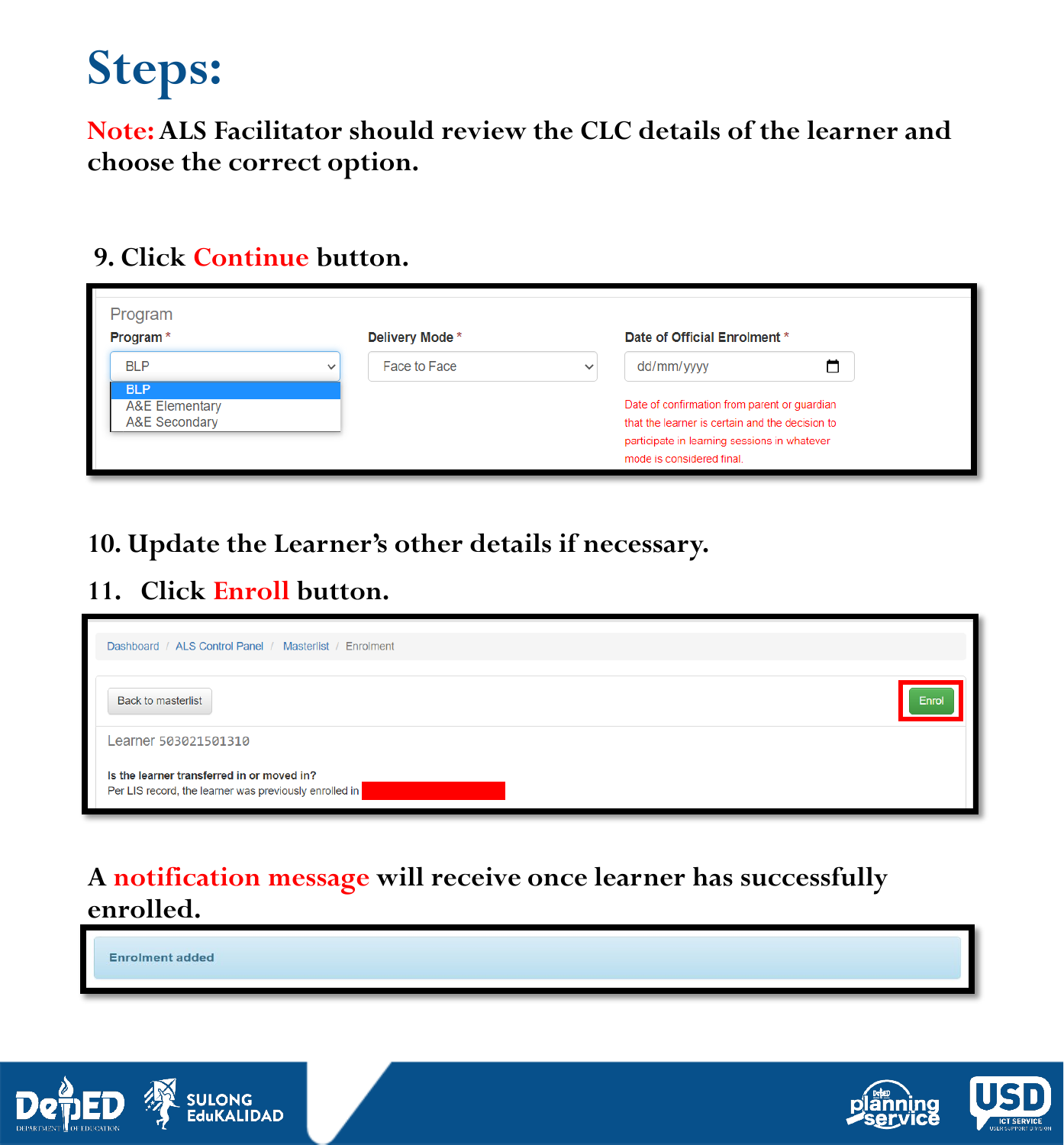# Steps:

**Note:** ALS Facilitator should review the CLC details of the learner and choose the correct option.

9. Click **Continue** button.

Program

| Program * | Delivery Mode * | Date of Official Enrolment * |
|---|---|---|
| BLP | Face to Face | dd/mm/yyyy |

- BLP
- A&E Elementary
- A&E Secondary

Date of confirmation from parent or guardian that the learner is certain and the decision to participate in learning sessions in whatever mode is considered final.

10. Update the Learner's other details if necessary.

11. Click **Enroll** button.

Dashboard / ALS Control Panel / Masterlist / Enrolment

Back to masterlist | Enrol

Learner 503021501310

**Is the learner transferred in or moved in?**

Per LIS record, the learner was previously enrolled in

A **notification message** will receive once learner has successfully enrolled.

Enrolment added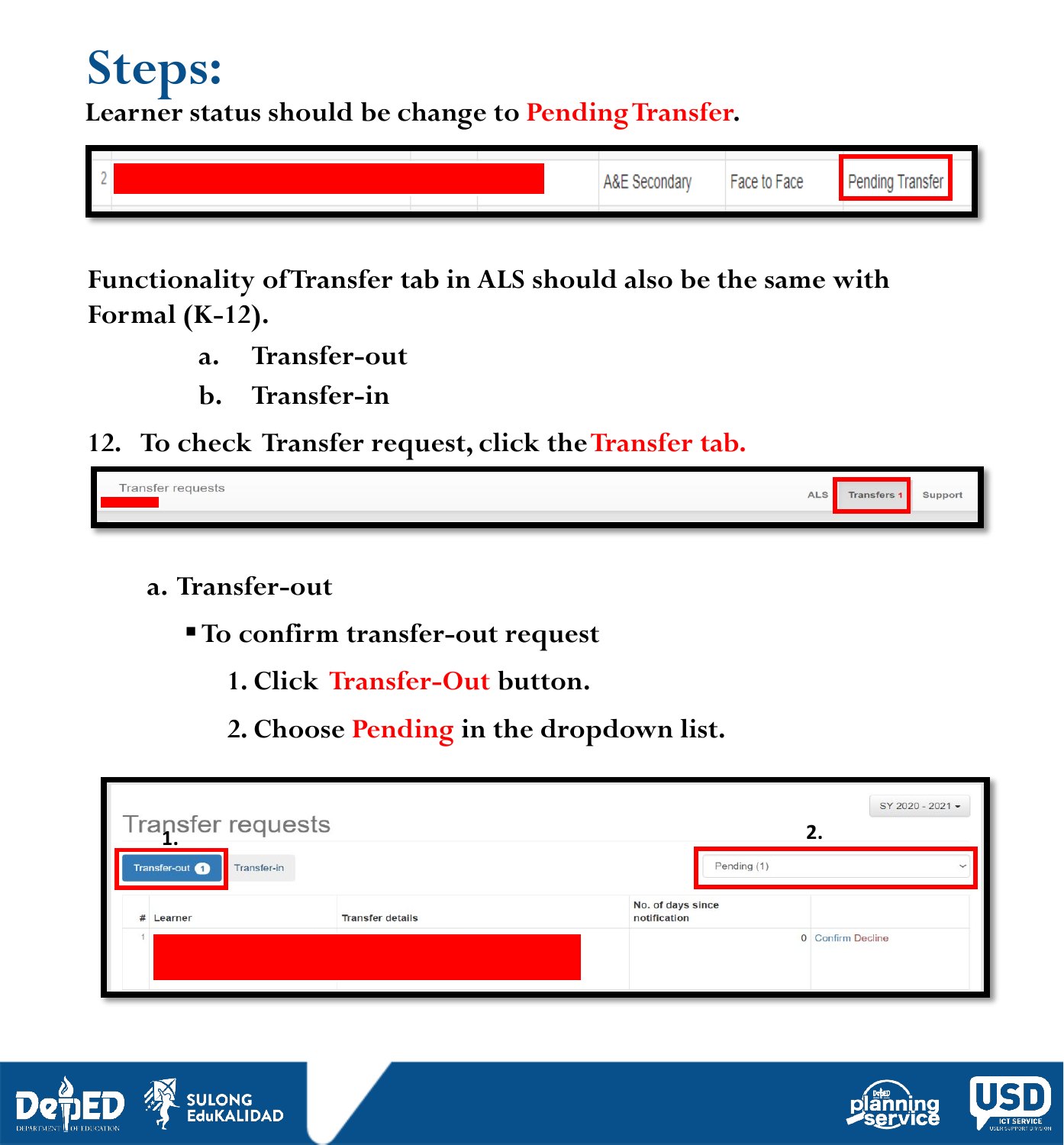# Steps:

**Learner status should be change to Pending Transfer.**

| 2 | | A&E Secondary | Face to Face | Pending Transfer |
|---|---|---|---|---|

**Functionality of Transfer tab in ALS should also be the same with Formal (K-12).**

a. Transfer-out

b. Transfer-in

12. To check Transfer request, click the Transfer tab.

Transfer requests — ALS | Transfers 1 | Support

a. Transfer-out

- To confirm transfer-out request

  1. Click Transfer-Out button.
  2. Choose Pending in the dropdown list.

Transfer requests — SY 2020 - 2021

1. Transfer-out (1) | Transfer-in

2. Pending (1)

| # | Learner | Transfer details | No. of days since notification | |
|---|---|---|---|---|
| 1 | | | 0 | Confirm Decline |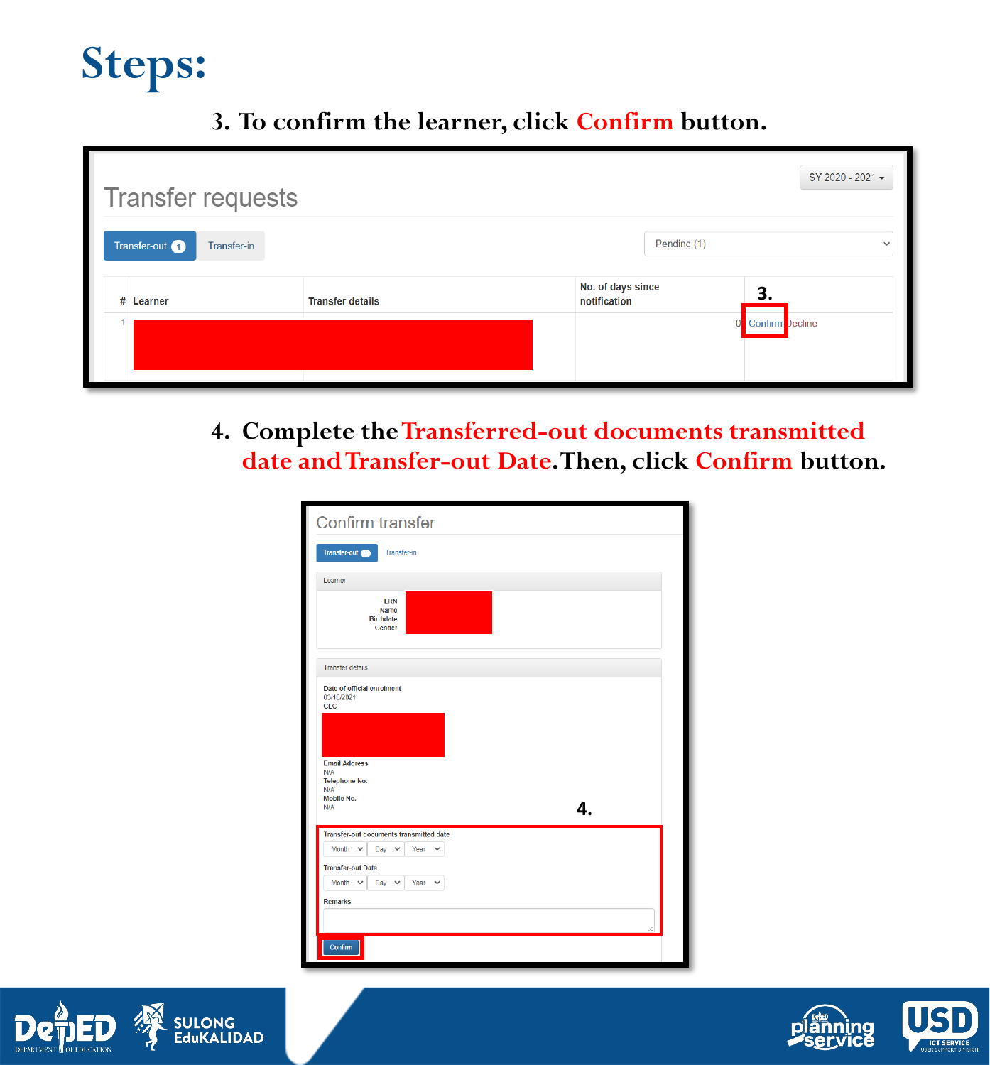# Steps:

3. To confirm the learner, click **Confirm** button.

Transfer requests

SY 2020 - 2021

Transfer-out 1 | Transfer-in

Pending (1)

| # | Learner | Transfer details | No. of days since notification | 3. |
|---|---|---|---|---|
| 1 | | | 0 | Confirm Decline |

4. Complete the **Transferred-out documents transmitted date and Transfer-out Date**. Then, click **Confirm** button.

Confirm transfer

Transfer-out 1 | Transfer-in

Learner

LRN
Name
Birthdate
Gender

Transfer details

Date of official enrolment
03/18/2021
CLC

Email Address
N/A
Telephone No.
N/A
Mobile No.
N/A

4.

Transfer-out documents transmitted date
Month | Day | Year

Transfer-out Date
Month | Day | Year

Remarks

Confirm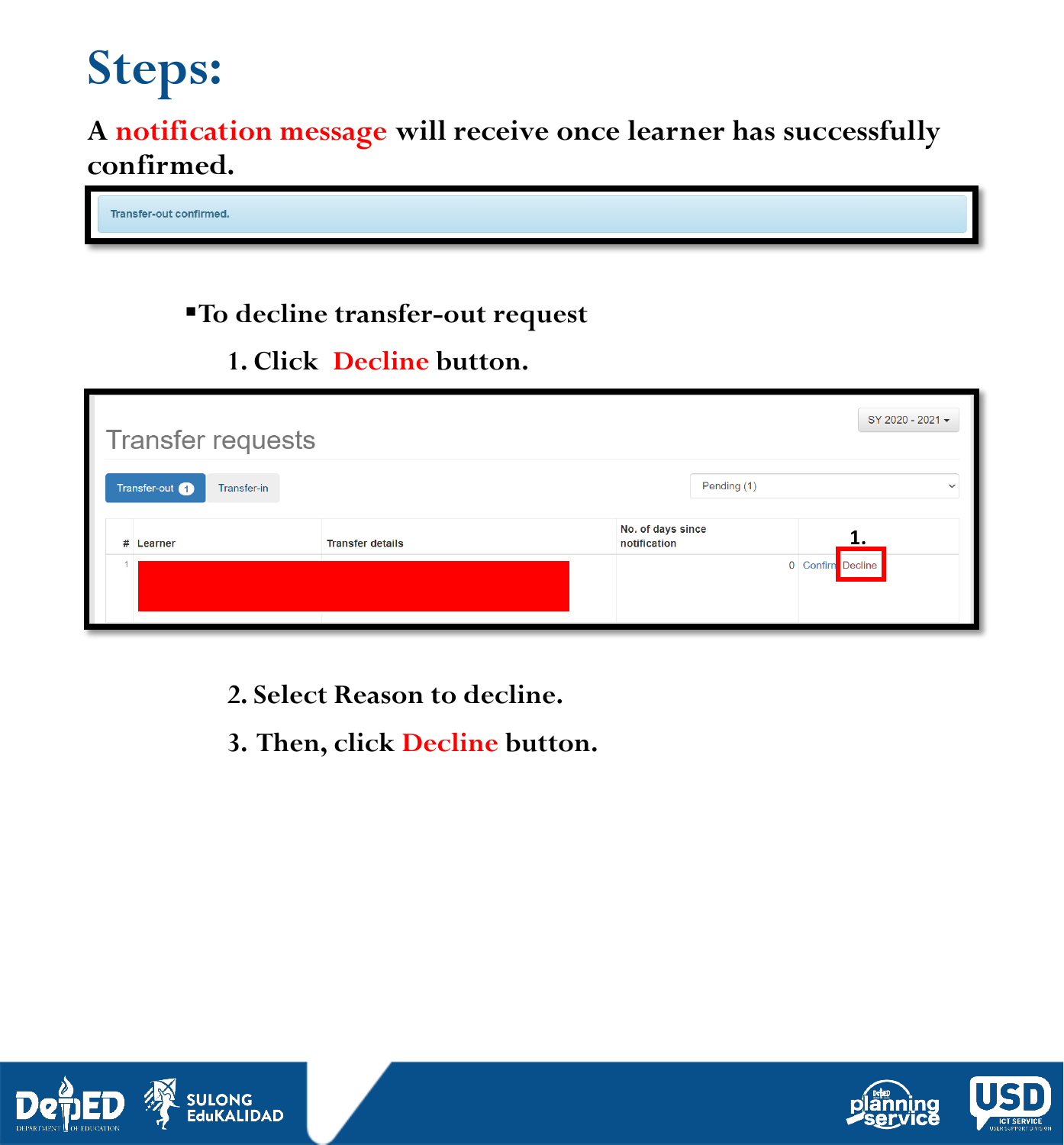# Steps:

A notification message will receive once learner has successfully confirmed.

Transfer-out confirmed.

- To decline transfer-out request

1. Click Decline button.

Transfer requests

SY 2020 - 2021

Transfer-out 1 | Transfer-in | Pending (1)

| # | Learner | Transfer details | No. of days since notification | 1. |
|---|---|---|---|---|
| 1 | | | 0 | Confirm Decline |

2. Select Reason to decline.
3. Then, click Decline button.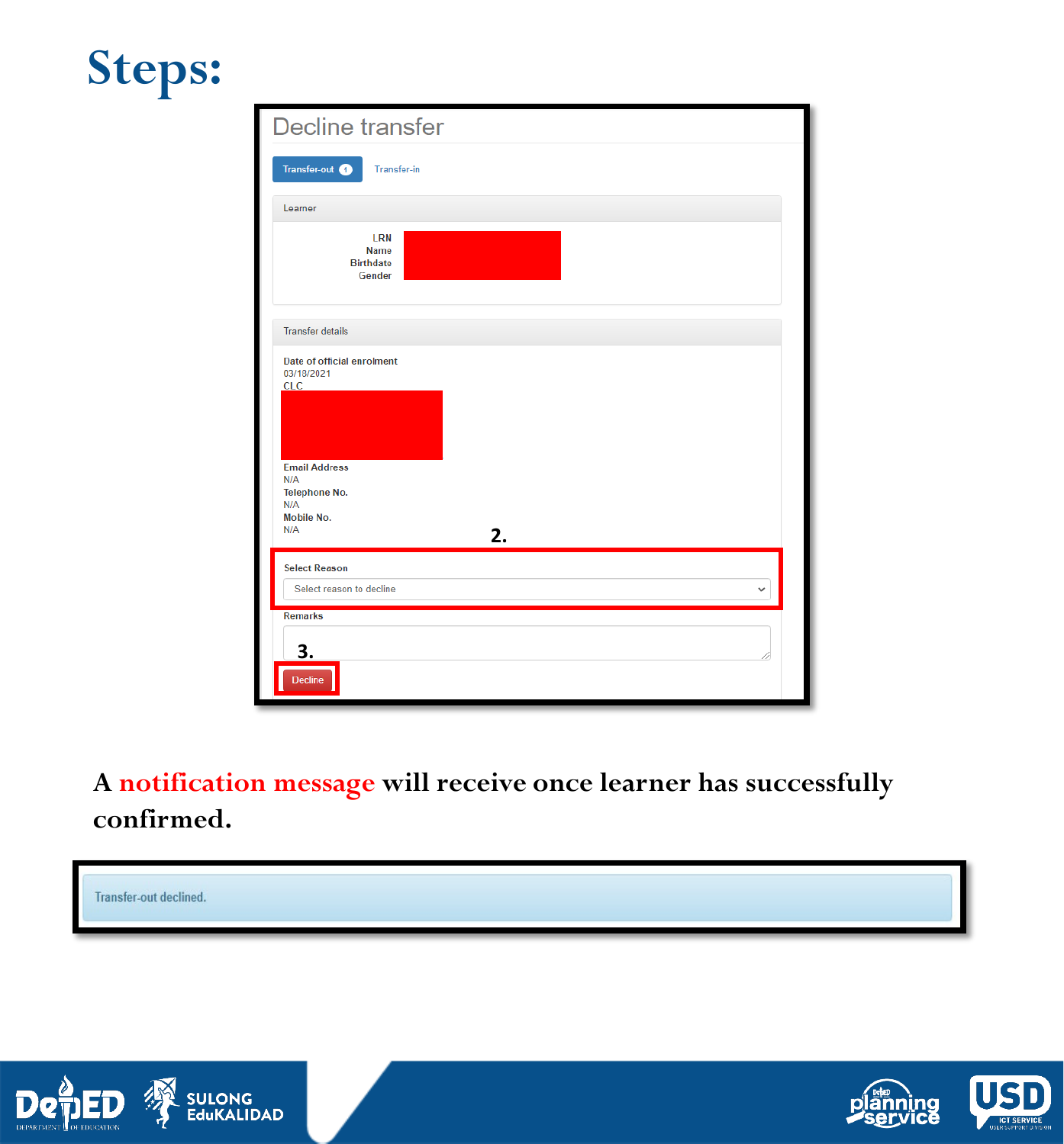# Steps:

## Decline transfer

Transfer-out 1 | Transfer-in

**Learner**

LRN
Name
Birthdate
Gender

**Transfer details**

**Date of official enrolment**
03/18/2021
CLC

**Email Address**
N/A
**Telephone No.**
N/A
**Mobile No.**
N/A

2.

**Select Reason**
Select reason to decline

**Remarks**

3.

Decline

**A notification message will receive once learner has successfully confirmed.**

Transfer-out declined.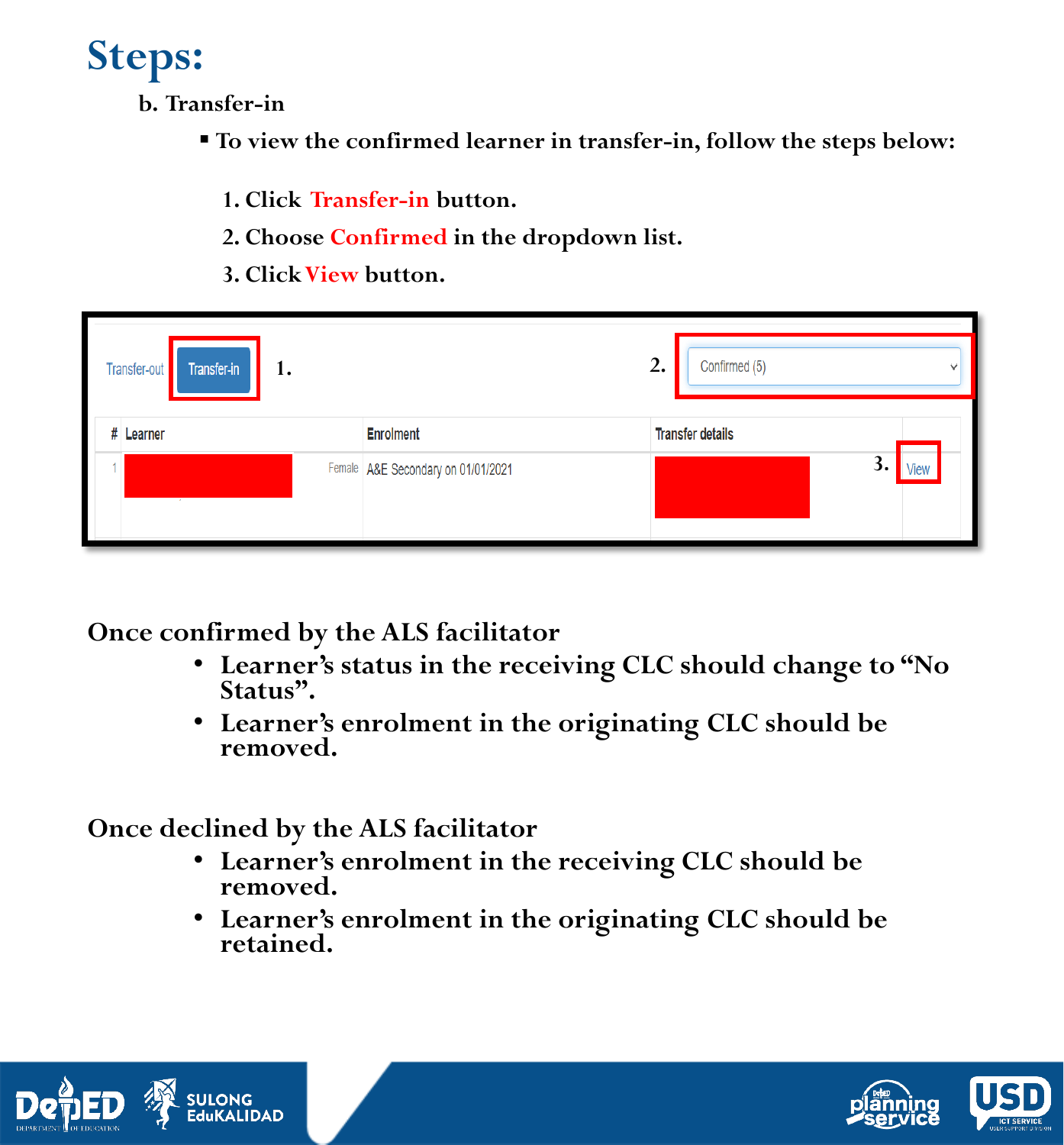# Steps:

**b. Transfer-in**

- To view the confirmed learner in transfer-in, follow the steps below:

1. Click **Transfer-in** button.
2. Choose **Confirmed** in the dropdown list.
3. Click **View** button.

Transfer-out | Transfer-in 1. | 2. Confirmed (5)

| # | Learner | Enrolment | Transfer details | |
|---|---|---|---|---|
| 1 | Female | A&E Secondary on 01/01/2021 | | 3. View |

**Once confirmed by the ALS facilitator**

- Learner's status in the receiving CLC should change to "No Status".
- Learner's enrolment in the originating CLC should be removed.

**Once declined by the ALS facilitator**

- Learner's enrolment in the receiving CLC should be removed.
- Learner's enrolment in the originating CLC should be retained.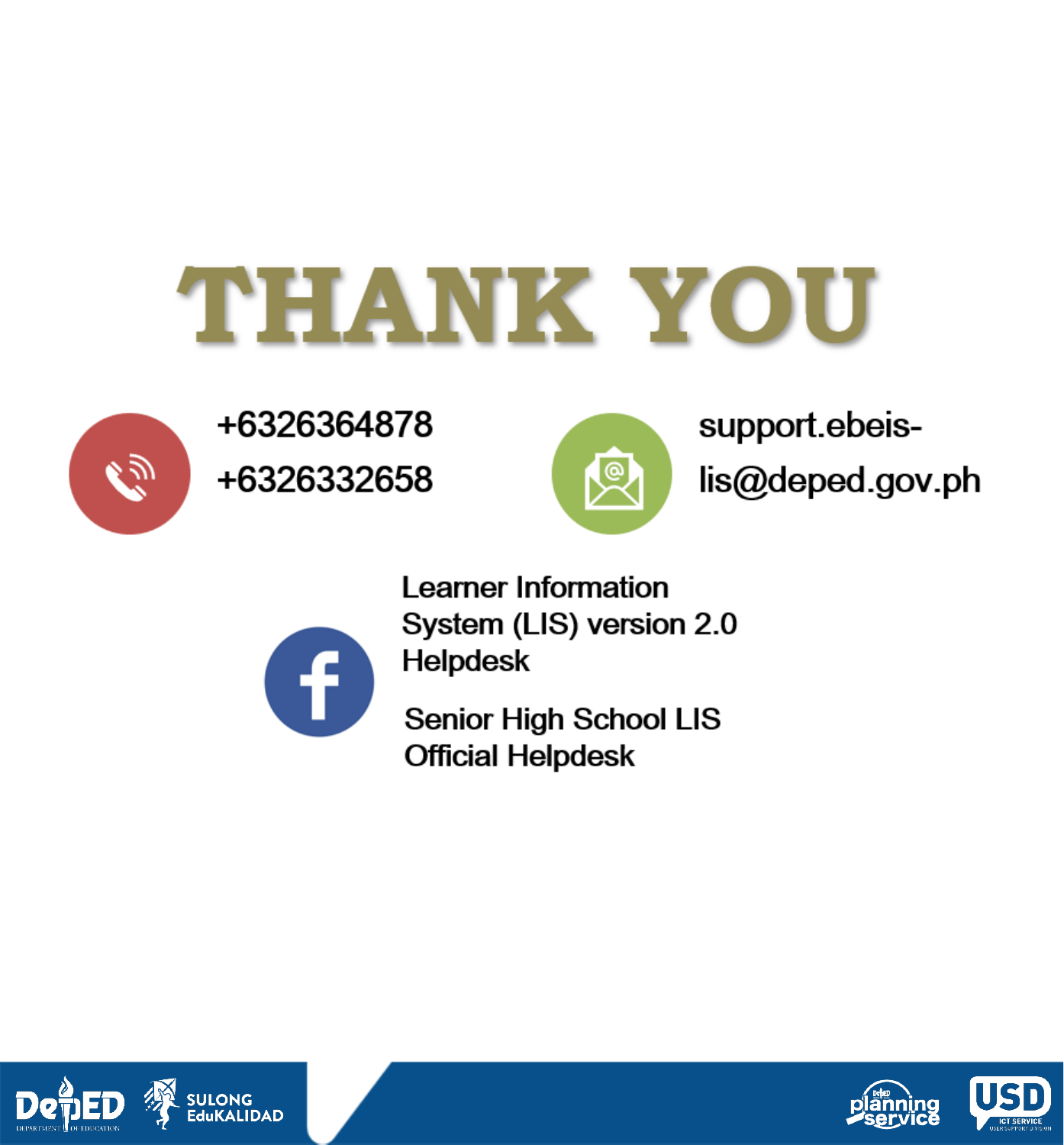# THANK YOU

+6326364878

+6326332658

support.ebeis-lis@deped.gov.ph

Learner Information System (LIS) version 2.0 Helpdesk

Senior High School LIS Official Helpdesk